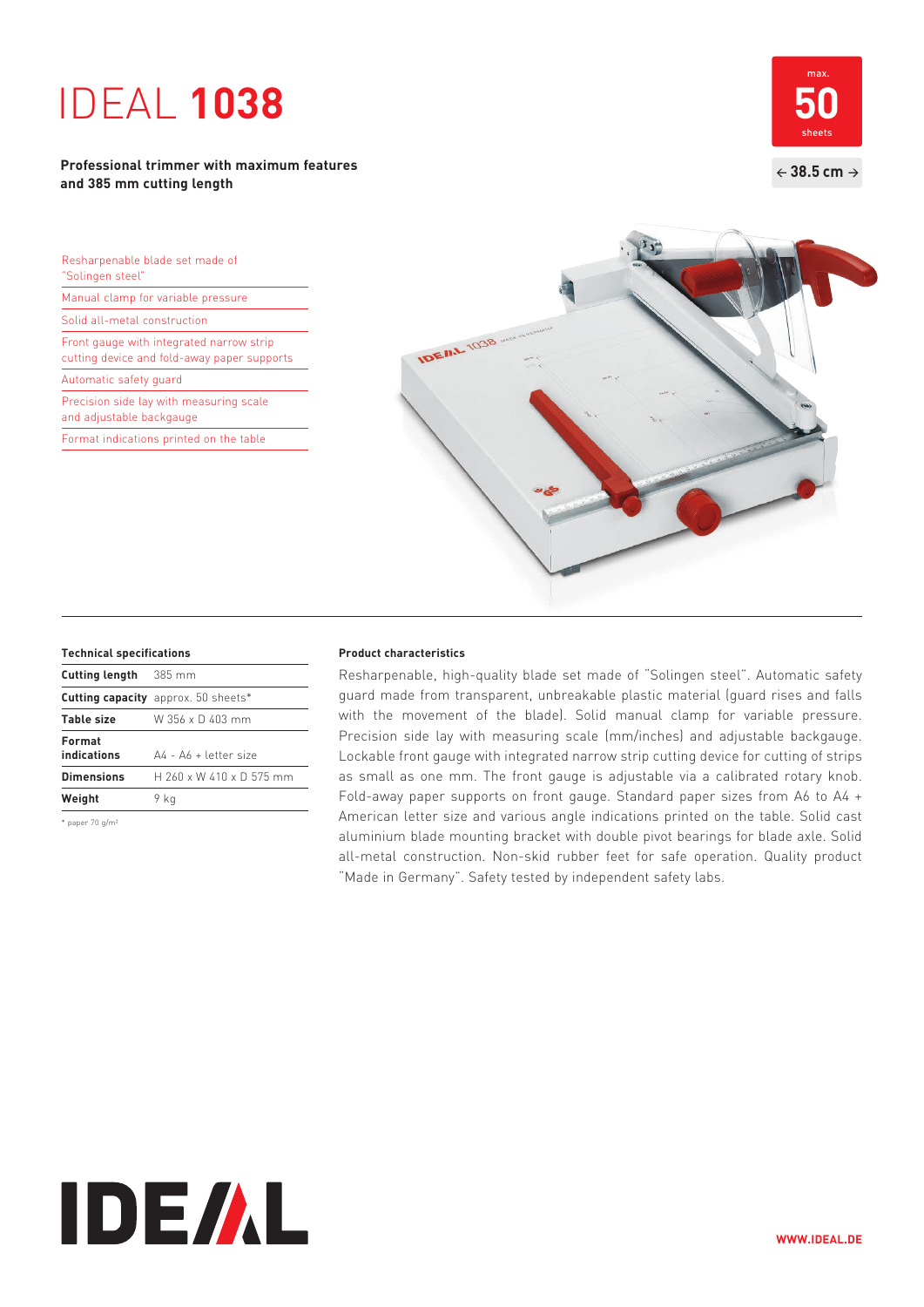# IDEAL **1038**

**Professional trimmer with maximum features and 385 mm cutting length**

max.
**50**
sheets

← **38.5 cm** →

- Resharpenable blade set made of "Solingen steel"
- Manual clamp for variable pressure
- Solid all-metal construction
- Front gauge with integrated narrow strip cutting device and fold-away paper supports
- Automatic safety guard
- Precision side lay with measuring scale and adjustable backgauge
- Format indications printed on the table

### Technical specifications

| | |
|---|---|
| **Cutting length** | 385 mm |
| **Cutting capacity** | approx. 50 sheets* |
| **Table size** | W 356 x D 403 mm |
| **Format indications** | A4 - A6 + letter size |
| **Dimensions** | H 260 x W 410 x D 575 mm |
| **Weight** | 9 kg |

\* paper 70 g/m²

### Product characteristics

Resharpenable, high-quality blade set made of "Solingen steel". Automatic safety guard made from transparent, unbreakable plastic material (guard rises and falls with the movement of the blade). Solid manual clamp for variable pressure. Precision side lay with measuring scale (mm/inches) and adjustable backgauge. Lockable front gauge with integrated narrow strip cutting device for cutting of strips as small as one mm. The front gauge is adjustable via a calibrated rotary knob. Fold-away paper supports on front gauge. Standard paper sizes from A6 to A4 + American letter size and various angle indications printed on the table. Solid cast aluminium blade mounting bracket with double pivot bearings for blade axle. Solid all-metal construction. Non-skid rubber feet for safe operation. Quality product "Made in Germany". Safety tested by independent safety labs.

IDEAL

**WWW.IDEAL.DE**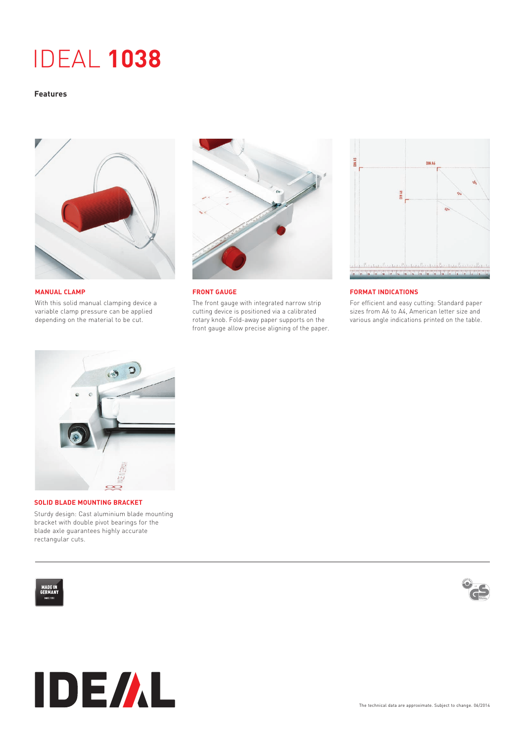# IDEAL **1038**

**Features**

### MANUAL CLAMP

With this solid manual clamping device a variable clamp pressure can be applied depending on the material to be cut.

### FRONT GAUGE

The front gauge with integrated narrow strip cutting device is positioned via a calibrated rotary knob. Fold-away paper supports on the front gauge allow precise aligning of the paper.

### FORMAT INDICATIONS

For efficient and easy cutting: Standard paper sizes from A6 to A4, American letter size and various angle indications printed on the table.

### SOLID BLADE MOUNTING BRACKET

Sturdy design: Cast aluminium blade mounting bracket with double pivot bearings for the blade axle guarantees highly accurate rectangular cuts.

The technical data are approximate. Subject to change. 06/2014